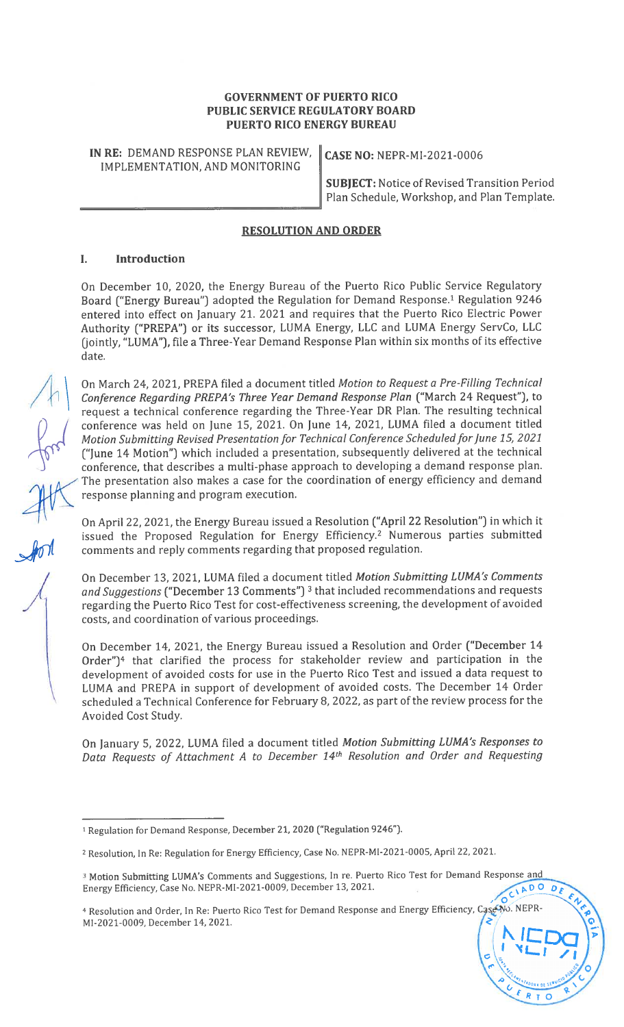**GOVERNMENT OF PUERTO RICO**
**PUBLIC SERVICE REGULATORY BOARD**
**PUERTO RICO ENERGY BUREAU**

| | |
|---|---|
| **IN RE:** DEMAND RESPONSE PLAN REVIEW, IMPLEMENTATION, AND MONITORING | **CASE NO:** NEPR-MI-2021-0006 |
| | **SUBJECT:** Notice of Revised Transition Period Plan Schedule, Workshop, and Plan Template. |

## RESOLUTION AND ORDER

### I. Introduction

On December 10, 2020, the Energy Bureau of the Puerto Rico Public Service Regulatory Board ("Energy Bureau") adopted the Regulation for Demand Response.[1] Regulation 9246 entered into effect on January 21. 2021 and requires that the Puerto Rico Electric Power Authority ("PREPA") or its successor, LUMA Energy, LLC and LUMA Energy ServCo, LLC (jointly, "LUMA"), file a Three-Year Demand Response Plan within six months of its effective date.

On March 24, 2021, PREPA filed a document titled *Motion to Request a Pre-Filling Technical Conference Regarding PREPA's Three Year Demand Response Plan* ("March 24 Request"), to request a technical conference regarding the Three-Year DR Plan. The resulting technical conference was held on June 15, 2021. On June 14, 2021, LUMA filed a document titled *Motion Submitting Revised Presentation for Technical Conference Scheduled for June 15, 2021* ("June 14 Motion") which included a presentation, subsequently delivered at the technical conference, that describes a multi-phase approach to developing a demand response plan. The presentation also makes a case for the coordination of energy efficiency and demand response planning and program execution.

On April 22, 2021, the Energy Bureau issued a Resolution ("April 22 Resolution") in which it issued the Proposed Regulation for Energy Efficiency.[2] Numerous parties submitted comments and reply comments regarding that proposed regulation.

On December 13, 2021, LUMA filed a document titled *Motion Submitting LUMA's Comments and Suggestions* ("December 13 Comments")[3] that included recommendations and requests regarding the Puerto Rico Test for cost-effectiveness screening, the development of avoided costs, and coordination of various proceedings.

On December 14, 2021, the Energy Bureau issued a Resolution and Order ("December 14 Order")[4] that clarified the process for stakeholder review and participation in the development of avoided costs for use in the Puerto Rico Test and issued a data request to LUMA and PREPA in support of development of avoided costs. The December 14 Order scheduled a Technical Conference for February 8, 2022, as part of the review process for the Avoided Cost Study.

On January 5, 2022, LUMA filed a document titled *Motion Submitting LUMA's Responses to Data Requests of Attachment A to December 14th Resolution and Order and Requesting*

---

[1] Regulation for Demand Response, December 21, 2020 ("Regulation 9246").

[2] Resolution, In Re: Regulation for Energy Efficiency, Case No. NEPR-MI-2021-0005, April 22, 2021.

[3] Motion Submitting LUMA's Comments and Suggestions, In re. Puerto Rico Test for Demand Response and Energy Efficiency, Case No. NEPR-MI-2021-0009, December 13, 2021.

[4] Resolution and Order, In Re: Puerto Rico Test for Demand Response and Energy Efficiency, Case No. NEPR-MI-2021-0009, December 14, 2021.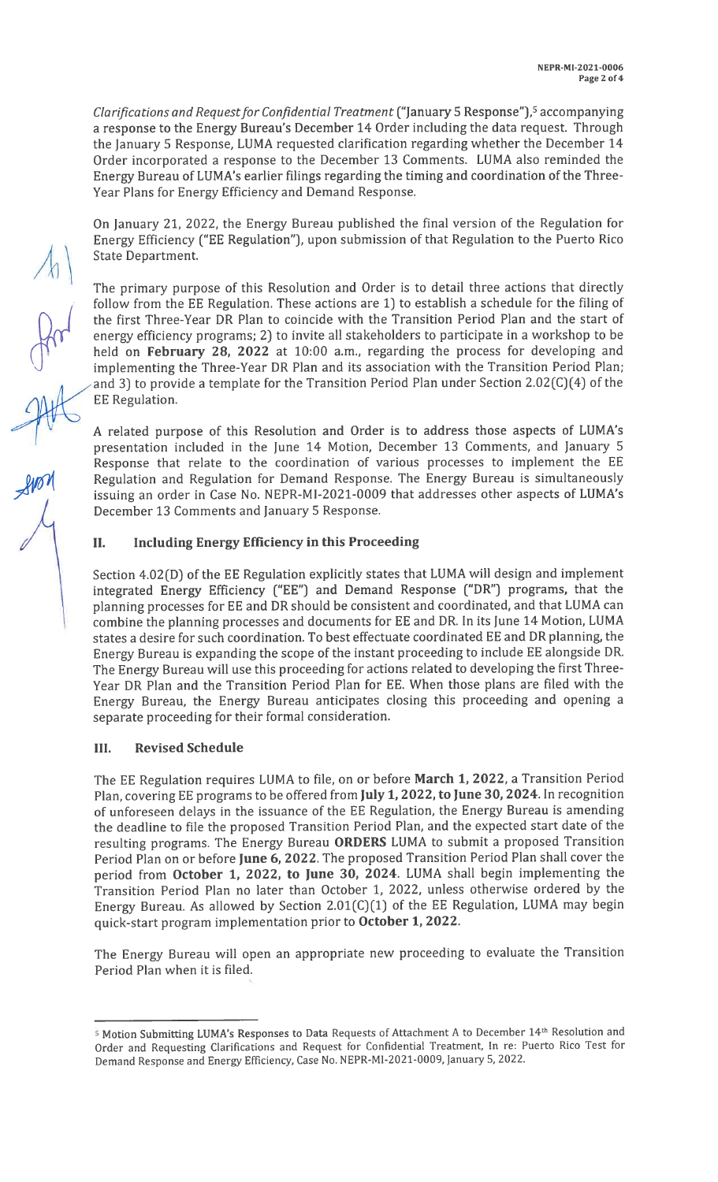*Clarifications and Request for Confidential Treatment* ("January 5 Response"),[5] accompanying a response to the Energy Bureau's December 14 Order including the data request. Through the January 5 Response, LUMA requested clarification regarding whether the December 14 Order incorporated a response to the December 13 Comments. LUMA also reminded the Energy Bureau of LUMA's earlier filings regarding the timing and coordination of the Three-Year Plans for Energy Efficiency and Demand Response.

On January 21, 2022, the Energy Bureau published the final version of the Regulation for Energy Efficiency ("EE Regulation"), upon submission of that Regulation to the Puerto Rico State Department.

The primary purpose of this Resolution and Order is to detail three actions that directly follow from the EE Regulation. These actions are 1) to establish a schedule for the filing of the first Three-Year DR Plan to coincide with the Transition Period Plan and the start of energy efficiency programs; 2) to invite all stakeholders to participate in a workshop to be held on **February 28, 2022** at 10:00 a.m., regarding the process for developing and implementing the Three-Year DR Plan and its association with the Transition Period Plan; and 3) to provide a template for the Transition Period Plan under Section 2.02(C)(4) of the EE Regulation.

A related purpose of this Resolution and Order is to address those aspects of LUMA's presentation included in the June 14 Motion, December 13 Comments, and January 5 Response that relate to the coordination of various processes to implement the EE Regulation and Regulation for Demand Response. The Energy Bureau is simultaneously issuing an order in Case No. NEPR-MI-2021-0009 that addresses other aspects of LUMA's December 13 Comments and January 5 Response.

## II. Including Energy Efficiency in this Proceeding

Section 4.02(D) of the EE Regulation explicitly states that LUMA will design and implement integrated Energy Efficiency ("EE") and Demand Response ("DR") programs, that the planning processes for EE and DR should be consistent and coordinated, and that LUMA can combine the planning processes and documents for EE and DR. In its June 14 Motion, LUMA states a desire for such coordination. To best effectuate coordinated EE and DR planning, the Energy Bureau is expanding the scope of the instant proceeding to include EE alongside DR. The Energy Bureau will use this proceeding for actions related to developing the first Three-Year DR Plan and the Transition Period Plan for EE. When those plans are filed with the Energy Bureau, the Energy Bureau anticipates closing this proceeding and opening a separate proceeding for their formal consideration.

## III. Revised Schedule

The EE Regulation requires LUMA to file, on or before **March 1, 2022**, a Transition Period Plan, covering EE programs to be offered from **July 1, 2022, to June 30, 2024**. In recognition of unforeseen delays in the issuance of the EE Regulation, the Energy Bureau is amending the deadline to file the proposed Transition Period Plan, and the expected start date of the resulting programs. The Energy Bureau **ORDERS** LUMA to submit a proposed Transition Period Plan on or before **June 6, 2022**. The proposed Transition Period Plan shall cover the period from **October 1, 2022, to June 30, 2024**. LUMA shall begin implementing the Transition Period Plan no later than October 1, 2022, unless otherwise ordered by the Energy Bureau. As allowed by Section 2.01(C)(1) of the EE Regulation, LUMA may begin quick-start program implementation prior to **October 1, 2022**.

The Energy Bureau will open an appropriate new proceeding to evaluate the Transition Period Plan when it is filed.

---

[5] Motion Submitting LUMA's Responses to Data Requests of Attachment A to December 14th Resolution and Order and Requesting Clarifications and Request for Confidential Treatment, In re: Puerto Rico Test for Demand Response and Energy Efficiency, Case No. NEPR-MI-2021-0009, January 5, 2022.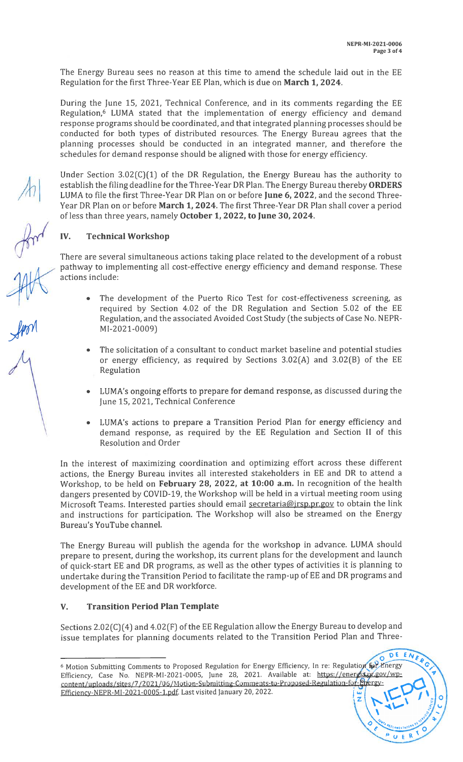The Energy Bureau sees no reason at this time to amend the schedule laid out in the EE Regulation for the first Three-Year EE Plan, which is due on **March 1, 2024.**

During the June 15, 2021, Technical Conference, and in its comments regarding the EE Regulation,[6] LUMA stated that the implementation of energy efficiency and demand response programs should be coordinated, and that integrated planning processes should be conducted for both types of distributed resources. The Energy Bureau agrees that the planning processes should be conducted in an integrated manner, and therefore the schedules for demand response should be aligned with those for energy efficiency.

Under Section 3.02(C)(1) of the DR Regulation, the Energy Bureau has the authority to establish the filing deadline for the Three-Year DR Plan. The Energy Bureau thereby **ORDERS** LUMA to file the first Three-Year DR Plan on or before **June 6, 2022**, and the second Three-Year DR Plan on or before **March 1, 2024.** The first Three-Year DR Plan shall cover a period of less than three years, namely **October 1, 2022, to June 30, 2024.**

## IV. Technical Workshop

There are several simultaneous actions taking place related to the development of a robust pathway to implementing all cost-effective energy efficiency and demand response. These actions include:

- The development of the Puerto Rico Test for cost-effectiveness screening, as required by Section 4.02 of the DR Regulation and Section 5.02 of the EE Regulation, and the associated Avoided Cost Study (the subjects of Case No. NEPR-MI-2021-0009)
- The solicitation of a consultant to conduct market baseline and potential studies or energy efficiency, as required by Sections 3.02(A) and 3.02(B) of the EE Regulation
- LUMA's ongoing efforts to prepare for demand response, as discussed during the June 15, 2021, Technical Conference
- LUMA's actions to prepare a Transition Period Plan for energy efficiency and demand response, as required by the EE Regulation and Section II of this Resolution and Order

In the interest of maximizing coordination and optimizing effort across these different actions, the Energy Bureau invites all interested stakeholders in EE and DR to attend a Workshop, to be held on **February 28, 2022, at 10:00 a.m.** In recognition of the health dangers presented by COVID-19, the Workshop will be held in a virtual meeting room using Microsoft Teams. Interested parties should email secretaria@jrsp.pr.gov to obtain the link and instructions for participation. The Workshop will also be streamed on the Energy Bureau's YouTube channel.

The Energy Bureau will publish the agenda for the workshop in advance. LUMA should prepare to present, during the workshop, its current plans for the development and launch of quick-start EE and DR programs, as well as the other types of activities it is planning to undertake during the Transition Period to facilitate the ramp-up of EE and DR programs and development of the EE and DR workforce.

## V. Transition Period Plan Template

Sections 2.02(C)(4) and 4.02(F) of the EE Regulation allow the Energy Bureau to develop and issue templates for planning documents related to the Transition Period Plan and Three-

---

[6] Motion Submitting Comments to Proposed Regulation for Energy Efficiency, In re: Regulation for Energy Efficiency, Case No. NEPR-MI-2021-0005, June 28, 2021. Available at: https://energia.pr.gov/wp-content/uploads/sites/7/2021/06/Motion-Submitting-Comments-to-Proposed-Regulation-for-Energy-Efficiency-NEPR-MI-2021-0005-1.pdf. Last visited January 20, 2022.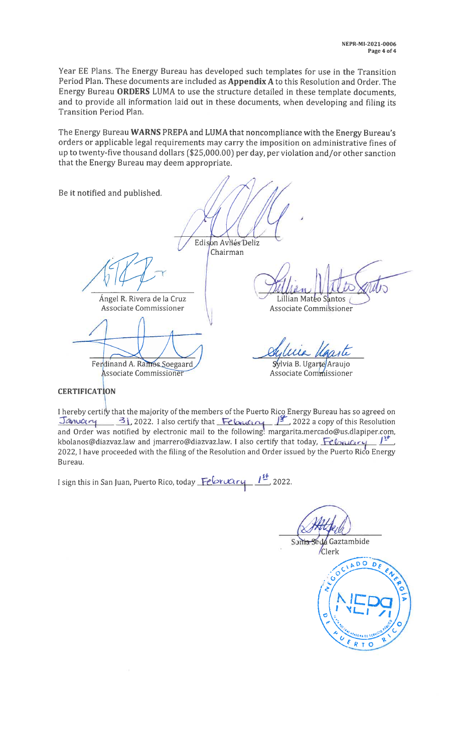Year EE Plans. The Energy Bureau has developed such templates for use in the Transition Period Plan. These documents are included as **Appendix A** to this Resolution and Order. The Energy Bureau **ORDERS** LUMA to use the structure detailed in these template documents, and to provide all information laid out in these documents, when developing and filing its Transition Period Plan.

The Energy Bureau **WARNS** PREPA and LUMA that noncompliance with the Energy Bureau's orders or applicable legal requirements may carry the imposition on administrative fines of up to twenty-five thousand dollars ($25,000.00) per day, per violation and/or other sanction that the Energy Bureau may deem appropriate.

Be it notified and published.

Edison Avilés Deliz
Chairman

Ángel R. Rivera de la Cruz
Associate Commissioner

Lillian Mateo Santos
Associate Commissioner

Ferdinand A. Ramos Soegaard
Associate Commissioner

Sylvia B. Ugarte Araujo
Associate Commissioner

**CERTIFICATION**

I hereby certify that the majority of the members of the Puerto Rico Energy Bureau has so agreed on January 31, 2022. I also certify that February 1st, 2022 a copy of this Resolution and Order was notified by electronic mail to the following: margarita.mercado@us.dlapiper.com, kbolanos@diazvaz.law and jmarrero@diazvaz.law. I also certify that today, February 1st, 2022, I have proceeded with the filing of the Resolution and Order issued by the Puerto Rico Energy Bureau.

I sign this in San Juan, Puerto Rico, today February 1st, 2022.

Sonia Seda Gaztambide
Clerk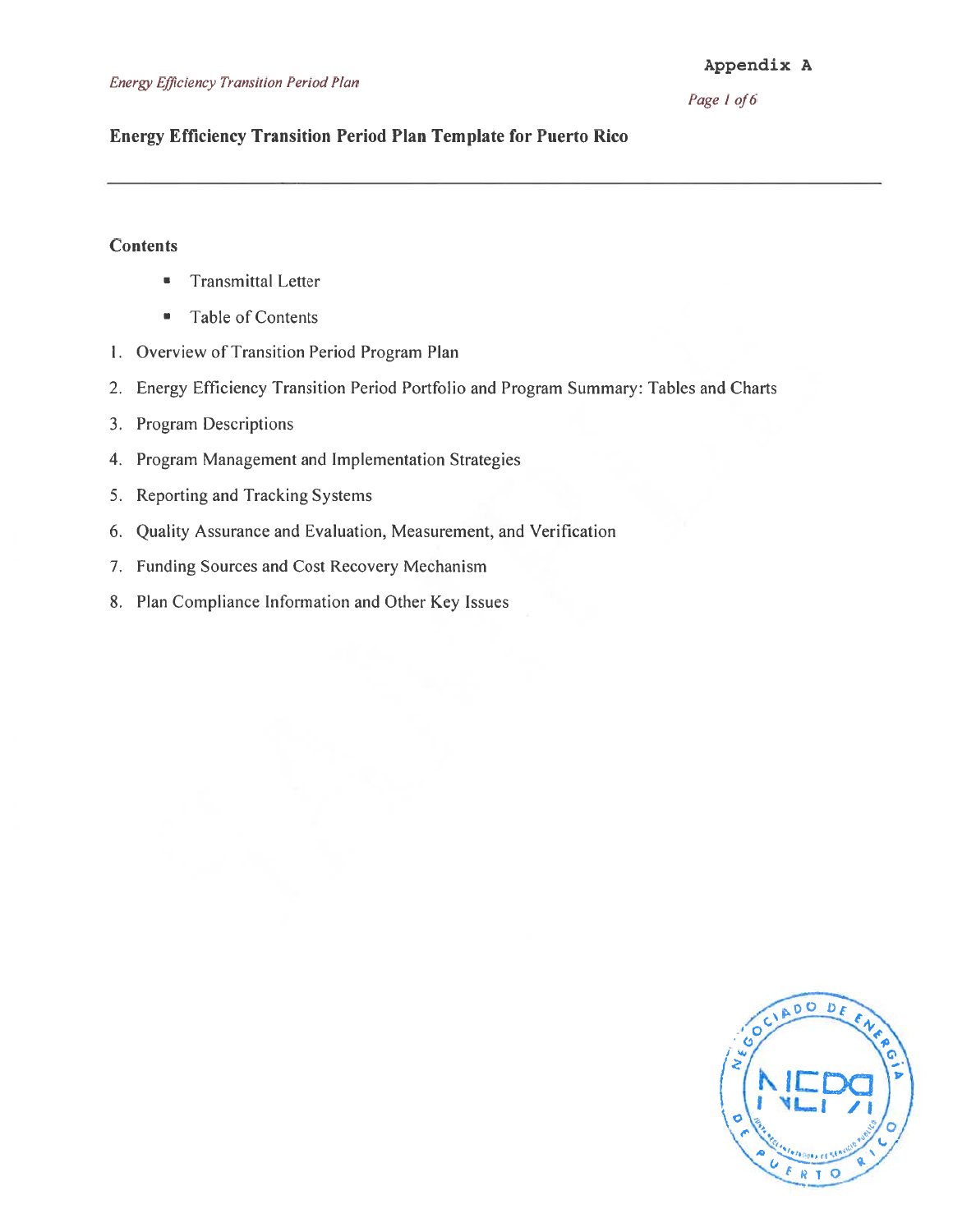**Appendix A**

**Energy Efficiency Transition Period Plan Template for Puerto Rico**

---

**Contents**

- Transmittal Letter
- Table of Contents

1. Overview of Transition Period Program Plan
2. Energy Efficiency Transition Period Portfolio and Program Summary: Tables and Charts
3. Program Descriptions
4. Program Management and Implementation Strategies
5. Reporting and Tracking Systems
6. Quality Assurance and Evaluation, Measurement, and Verification
7. Funding Sources and Cost Recovery Mechanism
8. Plan Compliance Information and Other Key Issues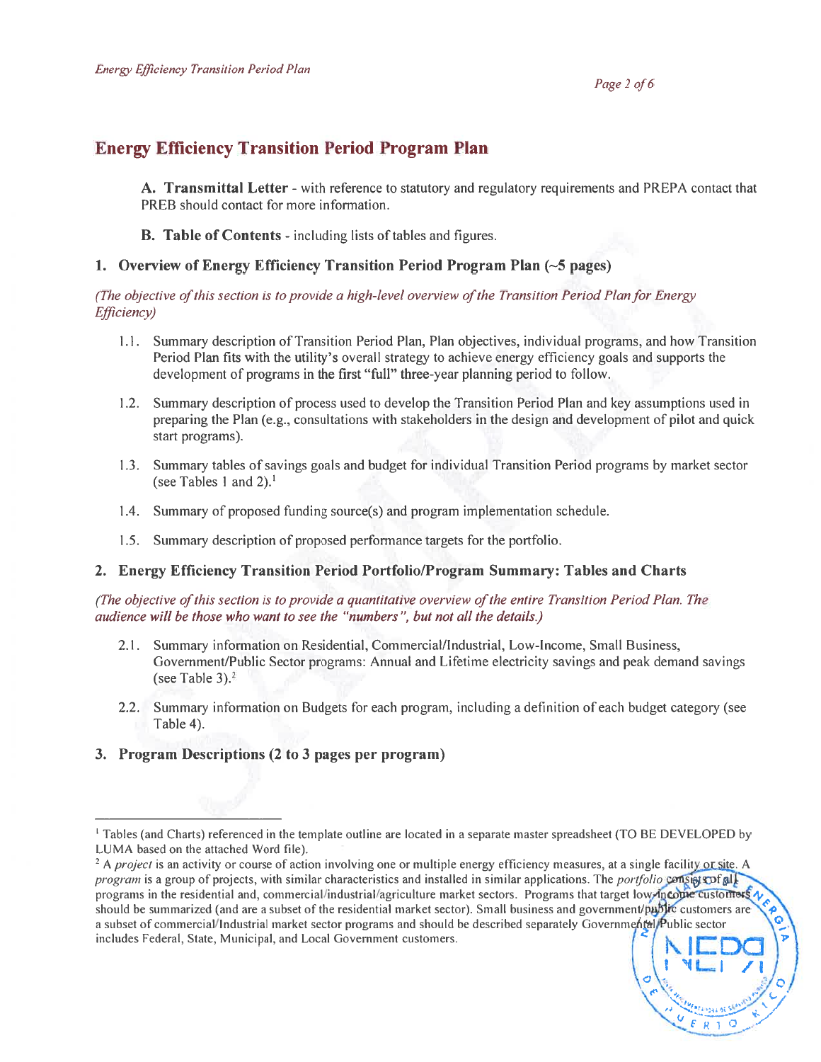## Energy Efficiency Transition Period Program Plan

**A. Transmittal Letter** - with reference to statutory and regulatory requirements and PREPA contact that PREB should contact for more information.

**B. Table of Contents** - including lists of tables and figures.

### 1. Overview of Energy Efficiency Transition Period Program Plan (~5 pages)

*(The objective of this section is to provide a high-level overview of the Transition Period Plan for Energy Efficiency)*

1.1. Summary description of Transition Period Plan, Plan objectives, individual programs, and how Transition Period Plan fits with the utility's overall strategy to achieve energy efficiency goals and supports the development of programs in the first "full" three-year planning period to follow.

1.2. Summary description of process used to develop the Transition Period Plan and key assumptions used in preparing the Plan (e.g., consultations with stakeholders in the design and development of pilot and quick start programs).

1.3. Summary tables of savings goals and budget for individual Transition Period programs by market sector (see Tables 1 and 2).[1]

1.4. Summary of proposed funding source(s) and program implementation schedule.

1.5. Summary description of proposed performance targets for the portfolio.

### 2. Energy Efficiency Transition Period Portfolio/Program Summary: Tables and Charts

*(The objective of this section is to provide a quantitative overview of the entire Transition Period Plan. The audience will be those who want to see the "numbers", but not all the details.)*

2.1. Summary information on Residential, Commercial/Industrial, Low-Income, Small Business, Government/Public Sector programs: Annual and Lifetime electricity savings and peak demand savings (see Table 3).[2]

2.2. Summary information on Budgets for each program, including a definition of each budget category (see Table 4).

### 3. Program Descriptions (2 to 3 pages per program)

---

[1] Tables (and Charts) referenced in the template outline are located in a separate master spreadsheet (TO BE DEVELOPED by LUMA based on the attached Word file).

[2] A *project* is an activity or course of action involving one or multiple energy efficiency measures, at a single facility or site. A *program* is a group of projects, with similar characteristics and installed in similar applications. The *portfolio* consists of all programs in the residential and, commercial/industrial/agriculture market sectors. Programs that target low-income customers should be summarized (and are a subset of the residential market sector). Small business and government/public customers are a subset of commercial/Industrial market sector programs and should be described separately Governmental/Public sector includes Federal, State, Municipal, and Local Government customers.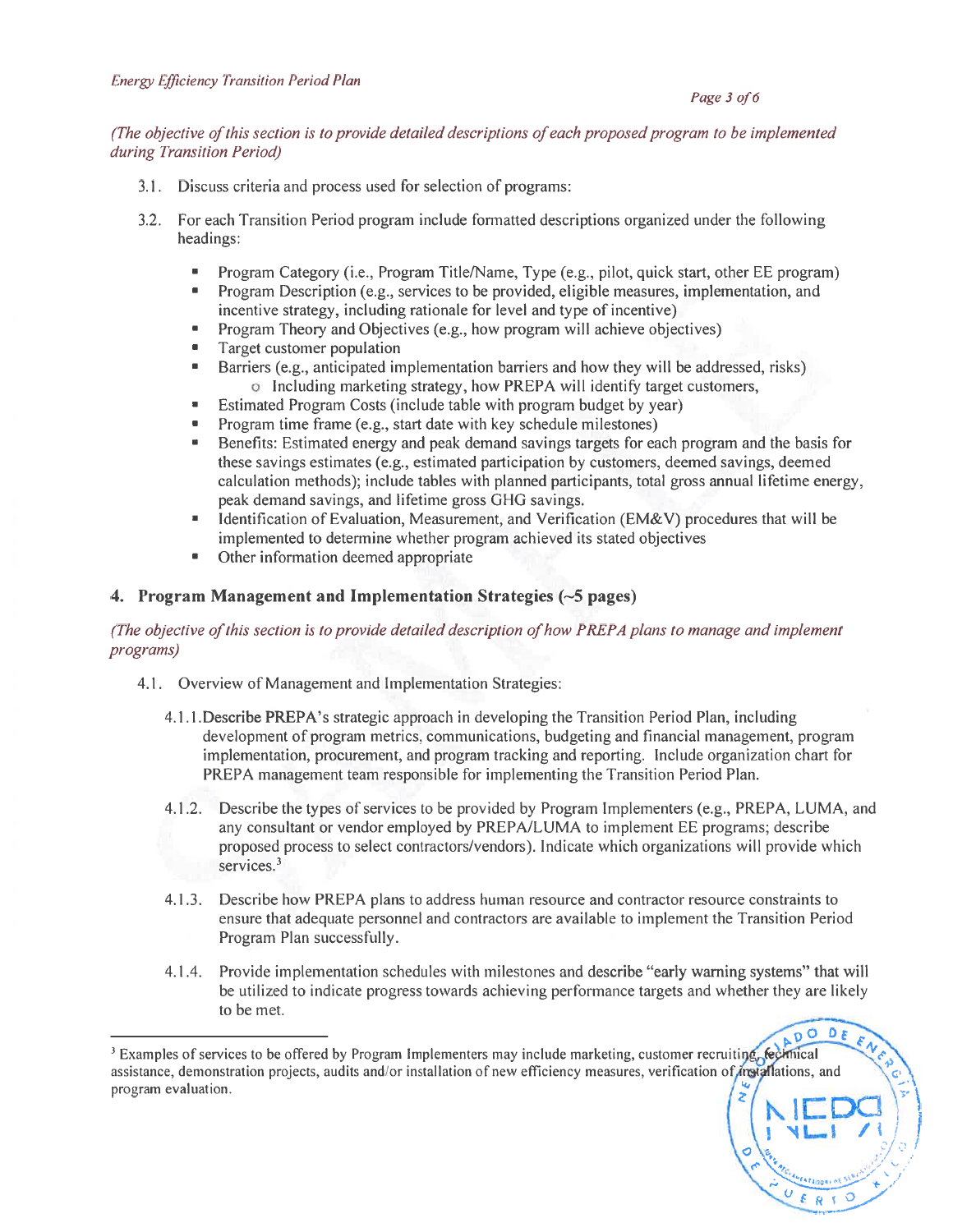*(The objective of this section is to provide detailed descriptions of each proposed program to be implemented during Transition Period)*

3.1. Discuss criteria and process used for selection of programs:

3.2. For each Transition Period program include formatted descriptions organized under the following headings:

- Program Category (i.e., Program Title/Name, Type (e.g., pilot, quick start, other EE program)
- Program Description (e.g., services to be provided, eligible measures, implementation, and incentive strategy, including rationale for level and type of incentive)
- Program Theory and Objectives (e.g., how program will achieve objectives)
- Target customer population
- Barriers (e.g., anticipated implementation barriers and how they will be addressed, risks)
  - Including marketing strategy, how PREPA will identify target customers,
- Estimated Program Costs (include table with program budget by year)
- Program time frame (e.g., start date with key schedule milestones)
- Benefits: Estimated energy and peak demand savings targets for each program and the basis for these savings estimates (e.g., estimated participation by customers, deemed savings, deemed calculation methods); include tables with planned participants, total gross annual lifetime energy, peak demand savings, and lifetime gross GHG savings.
- Identification of Evaluation, Measurement, and Verification (EM&V) procedures that will be implemented to determine whether program achieved its stated objectives
- Other information deemed appropriate

## 4. Program Management and Implementation Strategies (~5 pages)

*(The objective of this section is to provide detailed description of how PREPA plans to manage and implement programs)*

4.1. Overview of Management and Implementation Strategies:

4.1.1. Describe PREPA's strategic approach in developing the Transition Period Plan, including development of program metrics, communications, budgeting and financial management, program implementation, procurement, and program tracking and reporting. Include organization chart for PREPA management team responsible for implementing the Transition Period Plan.

4.1.2. Describe the types of services to be provided by Program Implementers (e.g., PREPA, LUMA, and any consultant or vendor employed by PREPA/LUMA to implement EE programs; describe proposed process to select contractors/vendors). Indicate which organizations will provide which services.[3]

4.1.3. Describe how PREPA plans to address human resource and contractor resource constraints to ensure that adequate personnel and contractors are available to implement the Transition Period Program Plan successfully.

4.1.4. Provide implementation schedules with milestones and describe "early warning systems" that will be utilized to indicate progress towards achieving performance targets and whether they are likely to be met.

---

[3] Examples of services to be offered by Program Implementers may include marketing, customer recruiting, technical assistance, demonstration projects, audits and/or installation of new efficiency measures, verification of installations, and program evaluation.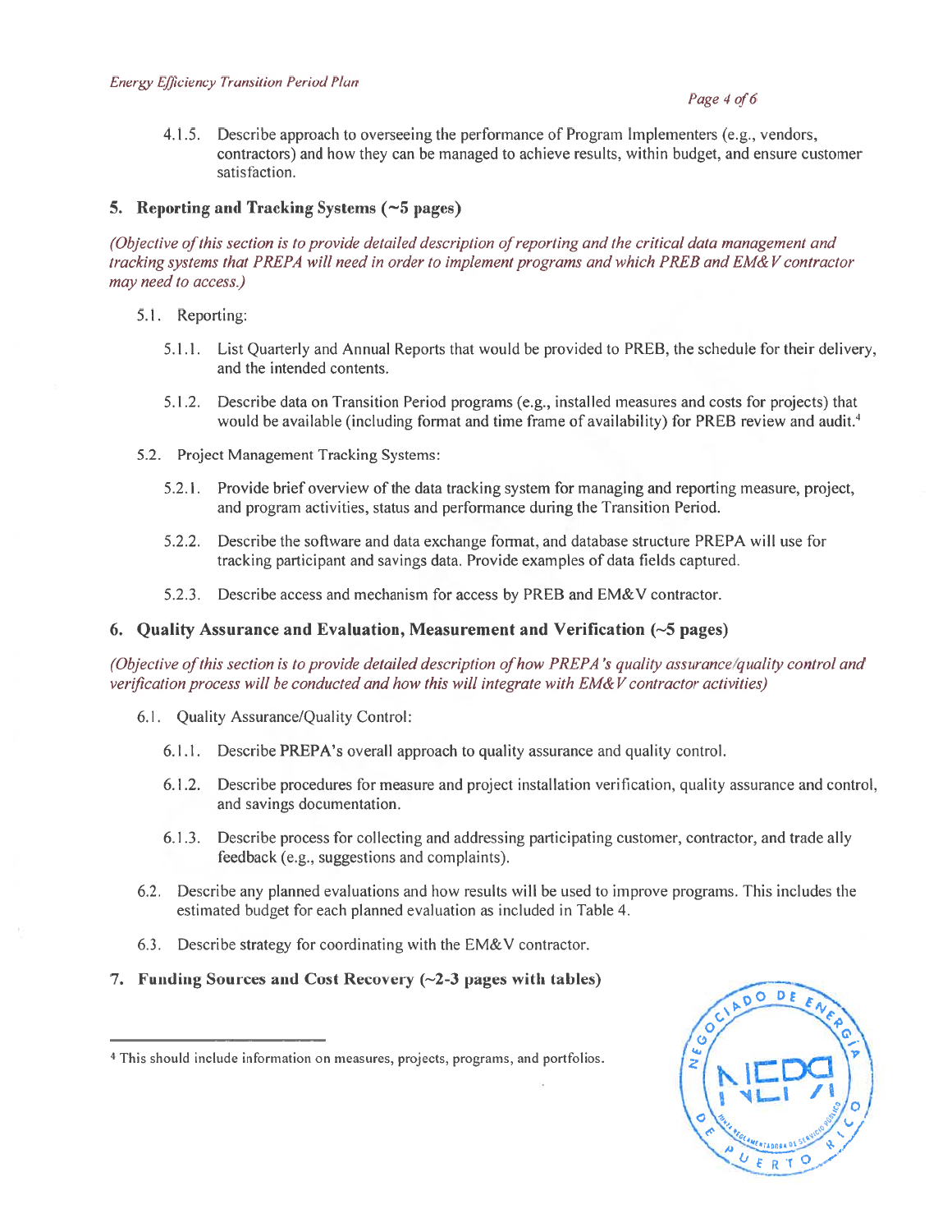4.1.5. Describe approach to overseeing the performance of Program Implementers (e.g., vendors, contractors) and how they can be managed to achieve results, within budget, and ensure customer satisfaction.

## 5. Reporting and Tracking Systems (~5 pages)

*(Objective of this section is to provide detailed description of reporting and the critical data management and tracking systems that PREPA will need in order to implement programs and which PREB and EM&V contractor may need to access.)*

5.1. Reporting:

5.1.1. List Quarterly and Annual Reports that would be provided to PREB, the schedule for their delivery, and the intended contents.

5.1.2. Describe data on Transition Period programs (e.g., installed measures and costs for projects) that would be available (including format and time frame of availability) for PREB review and audit.[4]

5.2. Project Management Tracking Systems:

5.2.1. Provide brief overview of the data tracking system for managing and reporting measure, project, and program activities, status and performance during the Transition Period.

5.2.2. Describe the software and data exchange format, and database structure PREPA will use for tracking participant and savings data. Provide examples of data fields captured.

5.2.3. Describe access and mechanism for access by PREB and EM&V contractor.

## 6. Quality Assurance and Evaluation, Measurement and Verification (~5 pages)

*(Objective of this section is to provide detailed description of how PREPA's quality assurance/quality control and verification process will be conducted and how this will integrate with EM&V contractor activities)*

6.1. Quality Assurance/Quality Control:

6.1.1. Describe PREPA's overall approach to quality assurance and quality control.

6.1.2. Describe procedures for measure and project installation verification, quality assurance and control, and savings documentation.

6.1.3. Describe process for collecting and addressing participating customer, contractor, and trade ally feedback (e.g., suggestions and complaints).

6.2. Describe any planned evaluations and how results will be used to improve programs. This includes the estimated budget for each planned evaluation as included in Table 4.

6.3. Describe strategy for coordinating with the EM&V contractor.

## 7. Funding Sources and Cost Recovery (~2-3 pages with tables)

---

[4] This should include information on measures, projects, programs, and portfolios.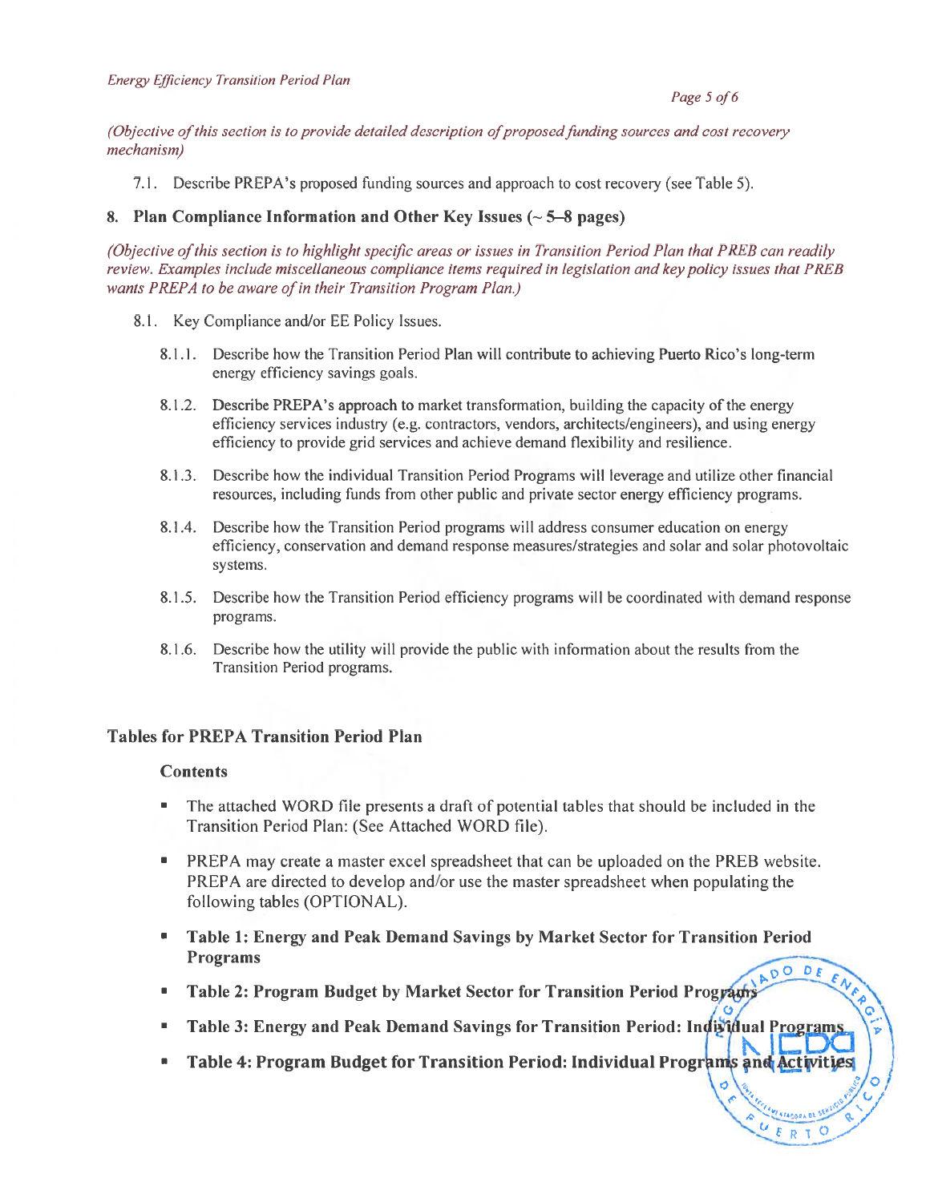*(Objective of this section is to provide detailed description of proposed funding sources and cost recovery mechanism)*

7.1. Describe PREPA's proposed funding sources and approach to cost recovery (see Table 5).

## 8. Plan Compliance Information and Other Key Issues (~ 5–8 pages)

*(Objective of this section is to highlight specific areas or issues in Transition Period Plan that PREB can readily review. Examples include miscellaneous compliance items required in legislation and key policy issues that PREB wants PREPA to be aware of in their Transition Program Plan.)*

8.1. Key Compliance and/or EE Policy Issues.

8.1.1. Describe how the Transition Period Plan will contribute to achieving Puerto Rico's long-term energy efficiency savings goals.

8.1.2. Describe PREPA's approach to market transformation, building the capacity of the energy efficiency services industry (e.g. contractors, vendors, architects/engineers), and using energy efficiency to provide grid services and achieve demand flexibility and resilience.

8.1.3. Describe how the individual Transition Period Programs will leverage and utilize other financial resources, including funds from other public and private sector energy efficiency programs.

8.1.4. Describe how the Transition Period programs will address consumer education on energy efficiency, conservation and demand response measures/strategies and solar and solar photovoltaic systems.

8.1.5. Describe how the Transition Period efficiency programs will be coordinated with demand response programs.

8.1.6. Describe how the utility will provide the public with information about the results from the Transition Period programs.

## Tables for PREPA Transition Period Plan

### Contents

- The attached WORD file presents a draft of potential tables that should be included in the Transition Period Plan: (See Attached WORD file).
- PREPA may create a master excel spreadsheet that can be uploaded on the PREB website. PREPA are directed to develop and/or use the master spreadsheet when populating the following tables (OPTIONAL).
- **Table 1: Energy and Peak Demand Savings by Market Sector for Transition Period Programs**
- **Table 2: Program Budget by Market Sector for Transition Period Programs**
- **Table 3: Energy and Peak Demand Savings for Transition Period: Individual Programs**
- **Table 4: Program Budget for Transition Period: Individual Programs and Activities**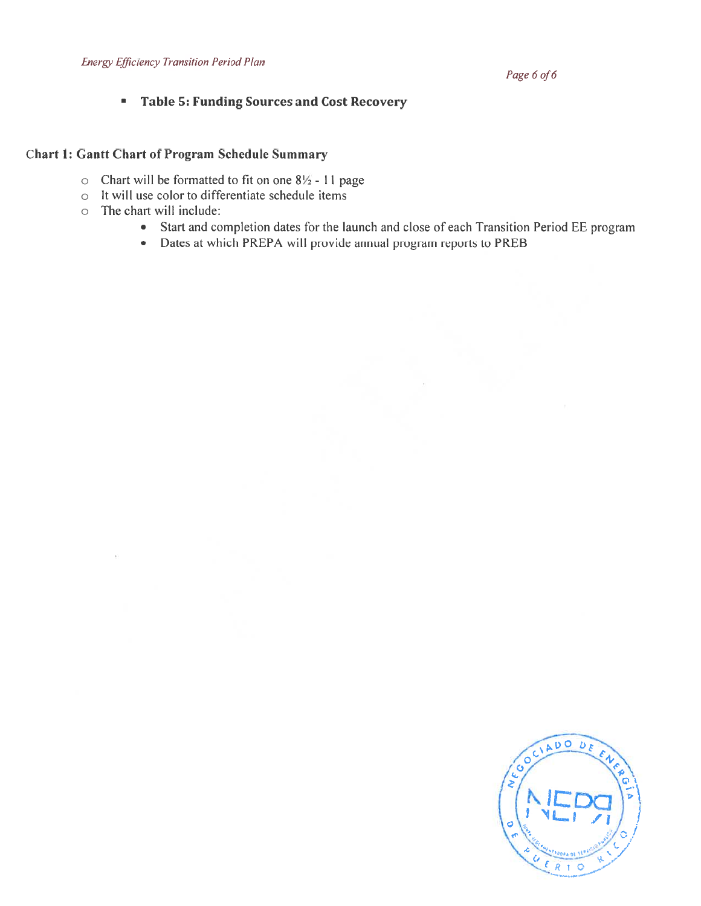- **Table 5: Funding Sources and Cost Recovery**

## Chart 1: Gantt Chart of Program Schedule Summary

- Chart will be formatted to fit on one 8½ - 11 page
- It will use color to differentiate schedule items
- The chart will include:
  - Start and completion dates for the launch and close of each Transition Period EE program
  - Dates at which PREPA will provide annual program reports to PREB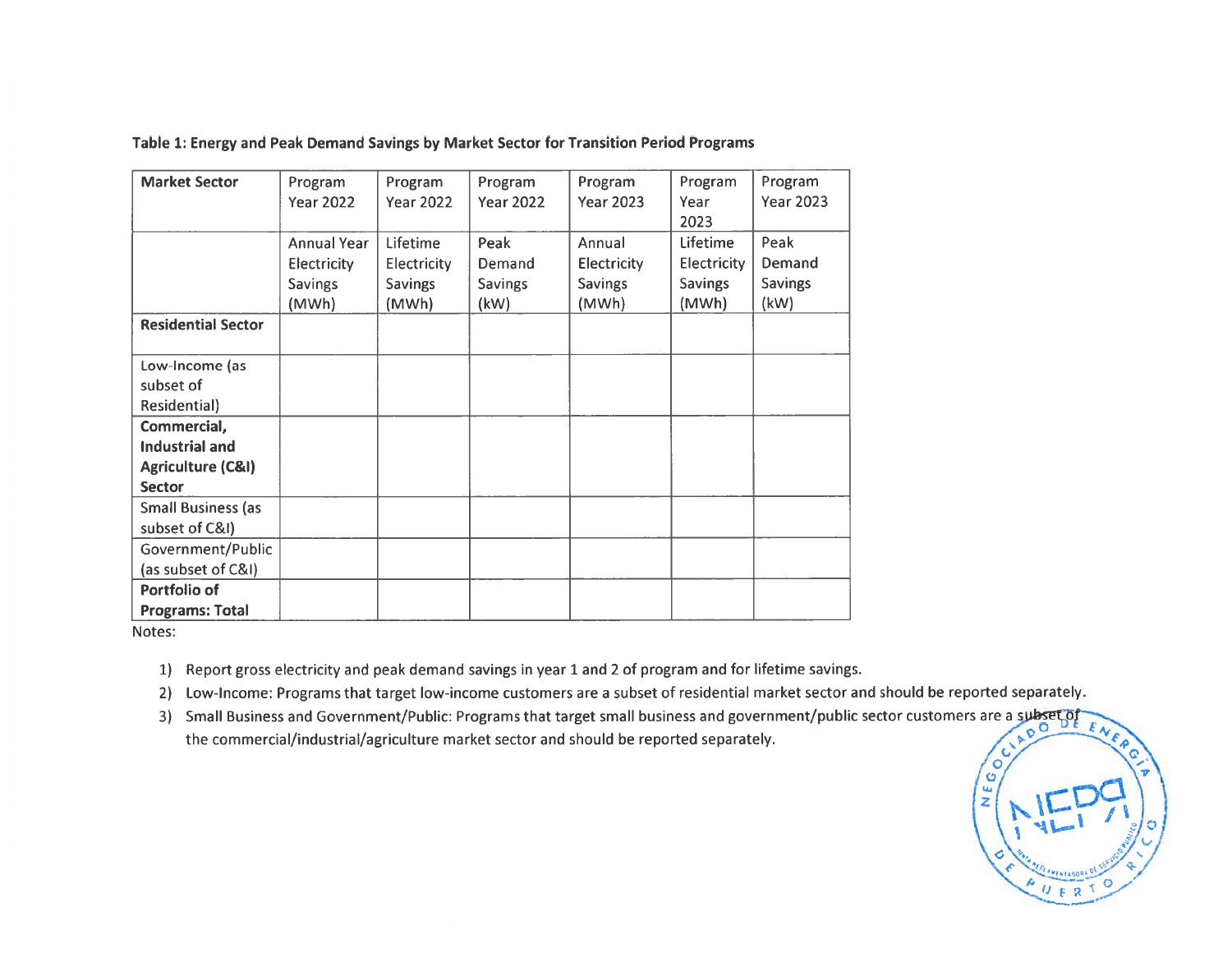**Table 1: Energy and Peak Demand Savings by Market Sector for Transition Period Programs**

| Market Sector | Program Year 2022 | Program Year 2022 | Program Year 2022 | Program Year 2023 | Program Year 2023 | Program Year 2023 |
|---|---|---|---|---|---|---|
| | Annual Year Electricity Savings (MWh) | Lifetime Electricity Savings (MWh) | Peak Demand Savings (kW) | Annual Electricity Savings (MWh) | Lifetime Electricity Savings (MWh) | Peak Demand Savings (kW) |
| **Residential Sector** | | | | | | |
| Low-Income (as subset of Residential) | | | | | | |
| **Commercial, Industrial and Agriculture (C&I) Sector** | | | | | | |
| Small Business (as subset of C&I) | | | | | | |
| Government/Public (as subset of C&I) | | | | | | |
| **Portfolio of Programs: Total** | | | | | | |

Notes:

1) Report gross electricity and peak demand savings in year 1 and 2 of program and for lifetime savings.
2) Low-Income: Programs that target low-income customers are a subset of residential market sector and should be reported separately.
3) Small Business and Government/Public: Programs that target small business and government/public sector customers are a subset of the commercial/industrial/agriculture market sector and should be reported separately.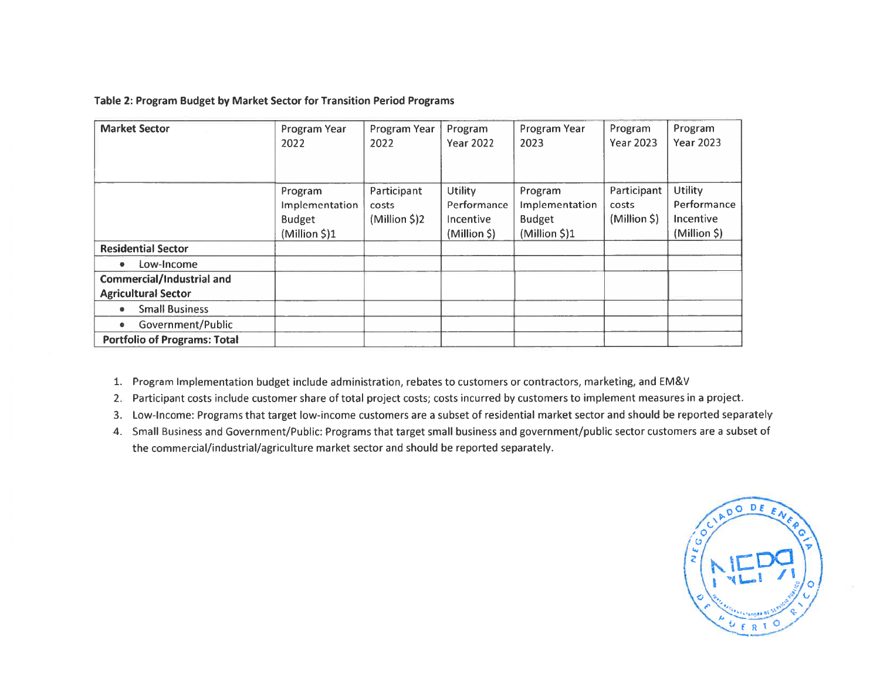**Table 2: Program Budget by Market Sector for Transition Period Programs**

| Market Sector | Program Year 2022 | Program Year 2022 | Program Year 2022 | Program Year 2023 | Program Year 2023 | Program Year 2023 |
|---|---|---|---|---|---|---|
| | Program Implementation Budget (Million $)1 | Participant costs (Million $)2 | Utility Performance Incentive (Million $) | Program Implementation Budget (Million $)1 | Participant costs (Million $) | Utility Performance Incentive (Million $) |
| **Residential Sector** | | | | | | |
| • Low-Income | | | | | | |
| **Commercial/Industrial and Agricultural Sector** | | | | | | |
| • Small Business | | | | | | |
| • Government/Public | | | | | | |
| **Portfolio of Programs: Total** | | | | | | |

1. Program Implementation budget include administration, rebates to customers or contractors, marketing, and EM&V
2. Participant costs include customer share of total project costs; costs incurred by customers to implement measures in a project.
3. Low-Income: Programs that target low-income customers are a subset of residential market sector and should be reported separately
4. Small Business and Government/Public: Programs that target small business and government/public sector customers are a subset of the commercial/industrial/agriculture market sector and should be reported separately.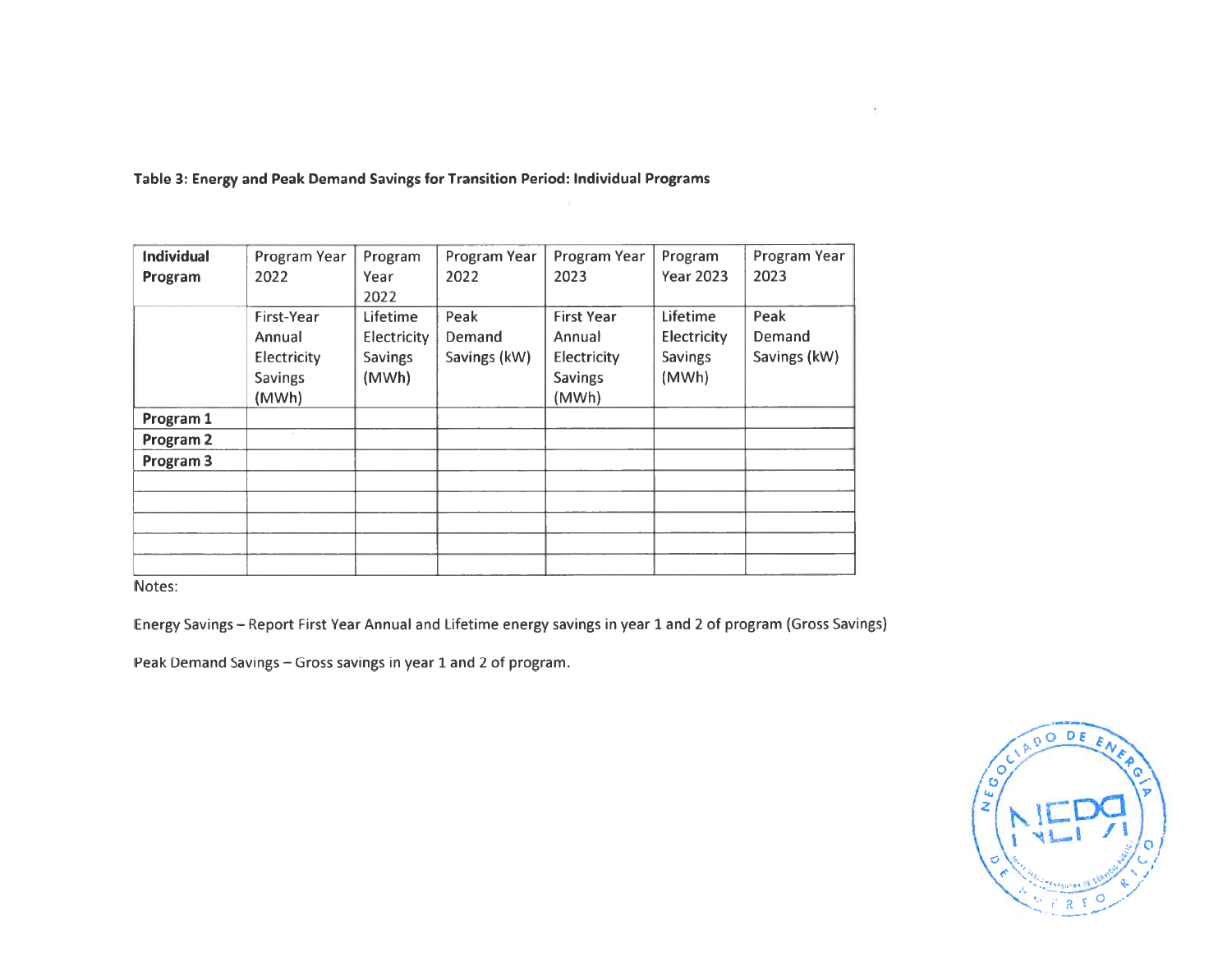**Table 3: Energy and Peak Demand Savings for Transition Period: Individual Programs**

| **Individual Program** | Program Year 2022 | Program Year 2022 | Program Year 2022 | Program Year 2023 | Program Year 2023 | Program Year 2023 |
|---|---|---|---|---|---|---|
| | First-Year Annual Electricity Savings (MWh) | Lifetime Electricity Savings (MWh) | Peak Demand Savings (kW) | First Year Annual Electricity Savings (MWh) | Lifetime Electricity Savings (MWh) | Peak Demand Savings (kW) |
| **Program 1** | | | | | | |
| **Program 2** | | | | | | |
| **Program 3** | | | | | | |
| | | | | | | |
| | | | | | | |
| | | | | | | |
| | | | | | | |
| | | | | | | |

Notes:

Energy Savings – Report First Year Annual and Lifetime energy savings in year 1 and 2 of program (Gross Savings)

Peak Demand Savings – Gross savings in year 1 and 2 of program.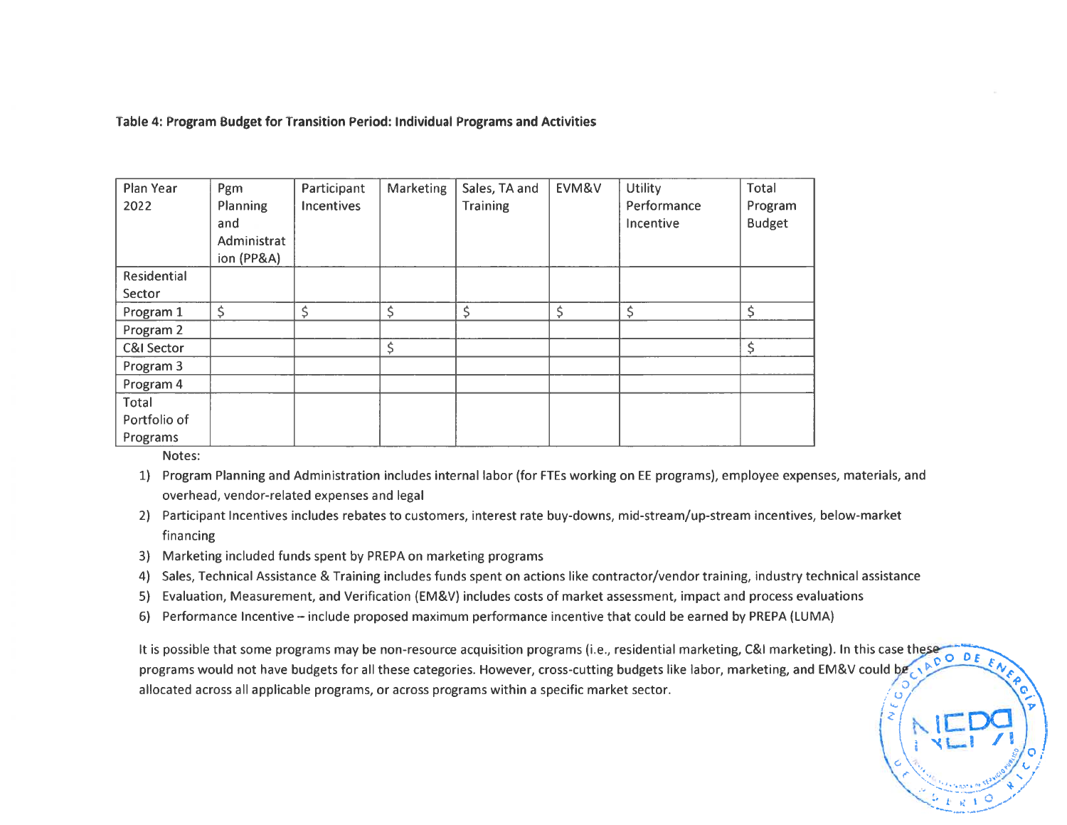**Table 4: Program Budget for Transition Period: Individual Programs and Activities**

| Plan Year 2022 | Pgm Planning and Administration (PP&A) | Participant Incentives | Marketing | Sales, TA and Training | EVM&V | Utility Performance Incentive | Total Program Budget |
|---|---|---|---|---|---|---|---|
| Residential Sector | | | | | | | |
| Program 1 | $ | $ | $ | $ | $ | $ | $ |
| Program 2 | | | | | | | |
| C&I Sector | | | $ | | | | $ |
| Program 3 | | | | | | | |
| Program 4 | | | | | | | |
| Total Portfolio of Programs | | | | | | | |

Notes:

1) Program Planning and Administration includes internal labor (for FTEs working on EE programs), employee expenses, materials, and overhead, vendor-related expenses and legal
2) Participant Incentives includes rebates to customers, interest rate buy-downs, mid-stream/up-stream incentives, below-market financing
3) Marketing included funds spent by PREPA on marketing programs
4) Sales, Technical Assistance & Training includes funds spent on actions like contractor/vendor training, industry technical assistance
5) Evaluation, Measurement, and Verification (EM&V) includes costs of market assessment, impact and process evaluations
6) Performance Incentive – include proposed maximum performance incentive that could be earned by PREPA (LUMA)

It is possible that some programs may be non-resource acquisition programs (i.e., residential marketing, C&I marketing). In this case these programs would not have budgets for all these categories. However, cross-cutting budgets like labor, marketing, and EM&V could be allocated across all applicable programs, or across programs within a specific market sector.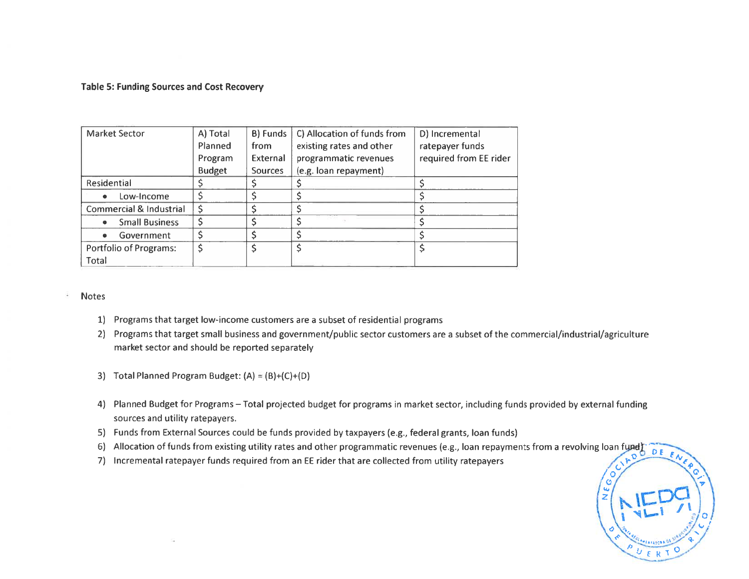**Table 5: Funding Sources and Cost Recovery**

| Market Sector | A) Total Planned Program Budget | B) Funds from External Sources | C) Allocation of funds from existing rates and other programmatic revenues (e.g. loan repayment) | D) Incremental ratepayer funds required from EE rider |
|---|---|---|---|---|
| Residential | $ | $ | $ | $ |
| • Low-Income | $ | $ | $ | $ |
| Commercial & Industrial | $ | $ | $ | $ |
| • Small Business | $ | $ | $ | $ |
| • Government | $ | $ | $ | $ |
| Portfolio of Programs: Total | $ | $ | $ | $ |

Notes

1) Programs that target low-income customers are a subset of residential programs
2) Programs that target small business and government/public sector customers are a subset of the commercial/industrial/agriculture market sector and should be reported separately
3) Total Planned Program Budget: (A) = (B)+(C)+(D)
4) Planned Budget for Programs – Total projected budget for programs in market sector, including funds provided by external funding sources and utility ratepayers.
5) Funds from External Sources could be funds provided by taxpayers (e.g., federal grants, loan funds)
6) Allocation of funds from existing utility rates and other programmatic revenues (e.g., loan repayments from a revolving loan fund)
7) Incremental ratepayer funds required from an EE rider that are collected from utility ratepayers